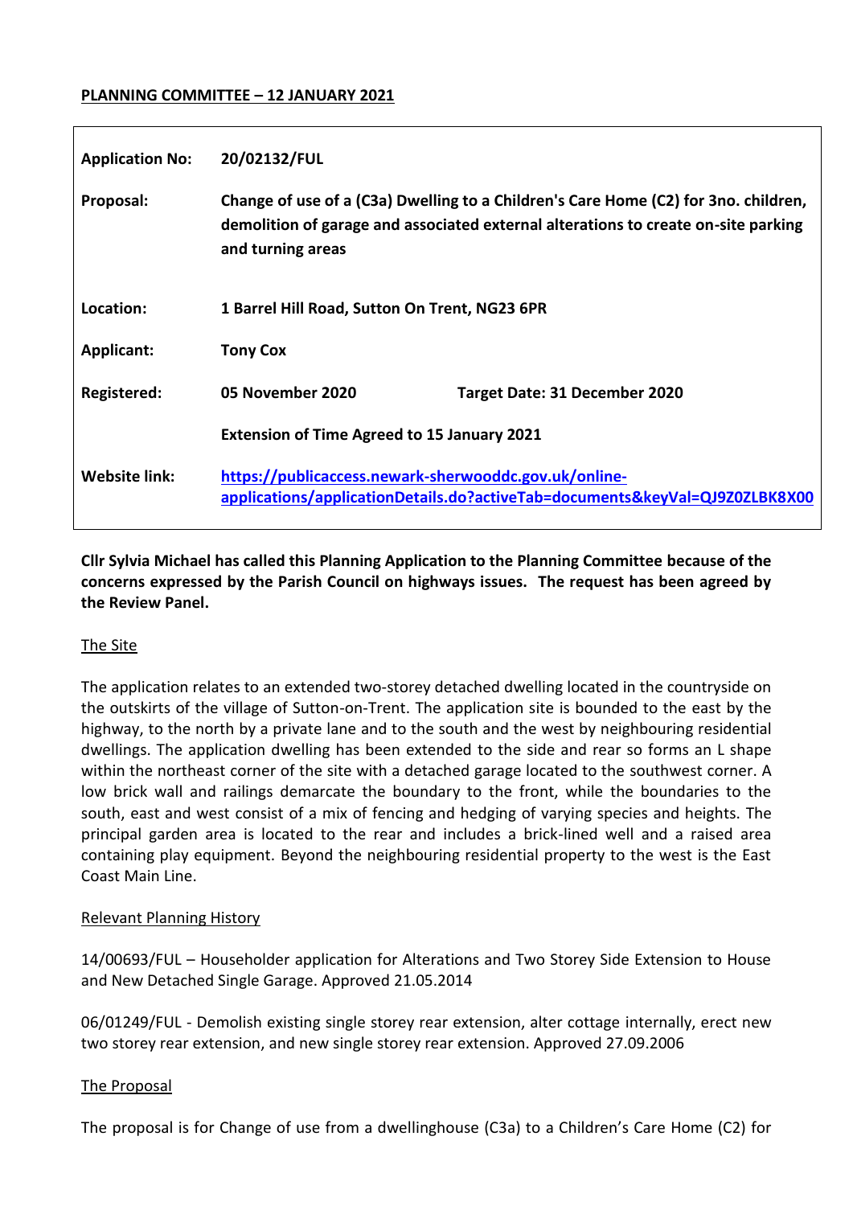**PLANNING COMMITTEE – 12 JANUARY 2021**

| | | |
|---|---|---|
| **Application No:** | **20/02132/FUL** | |
| **Proposal:** | **Change of use of a (C3a) Dwelling to a Children's Care Home (C2) for 3no. children, demolition of garage and associated external alterations to create on-site parking and turning areas** | |
| **Location:** | **1 Barrel Hill Road, Sutton On Trent, NG23 6PR** | |
| **Applicant:** | **Tony Cox** | |
| **Registered:** | **05 November 2020** | **Target Date: 31 December 2020** |
| | **Extension of Time Agreed to 15 January 2021** | |
| **Website link:** | **https://publicaccess.newark-sherwooddc.gov.uk/online-applications/applicationDetails.do?activeTab=documents&keyVal=QJ9Z0ZLBK8X00** | |

**Cllr Sylvia Michael has called this Planning Application to the Planning Committee because of the concerns expressed by the Parish Council on highways issues. The request has been agreed by the Review Panel.**

The Site

The application relates to an extended two-storey detached dwelling located in the countryside on the outskirts of the village of Sutton-on-Trent. The application site is bounded to the east by the highway, to the north by a private lane and to the south and the west by neighbouring residential dwellings. The application dwelling has been extended to the side and rear so forms an L shape within the northeast corner of the site with a detached garage located to the southwest corner. A low brick wall and railings demarcate the boundary to the front, while the boundaries to the south, east and west consist of a mix of fencing and hedging of varying species and heights. The principal garden area is located to the rear and includes a brick-lined well and a raised area containing play equipment. Beyond the neighbouring residential property to the west is the East Coast Main Line.

Relevant Planning History

14/00693/FUL – Householder application for Alterations and Two Storey Side Extension to House and New Detached Single Garage. Approved 21.05.2014

06/01249/FUL - Demolish existing single storey rear extension, alter cottage internally, erect new two storey rear extension, and new single storey rear extension. Approved 27.09.2006

The Proposal

The proposal is for Change of use from a dwellinghouse (C3a) to a Children's Care Home (C2) for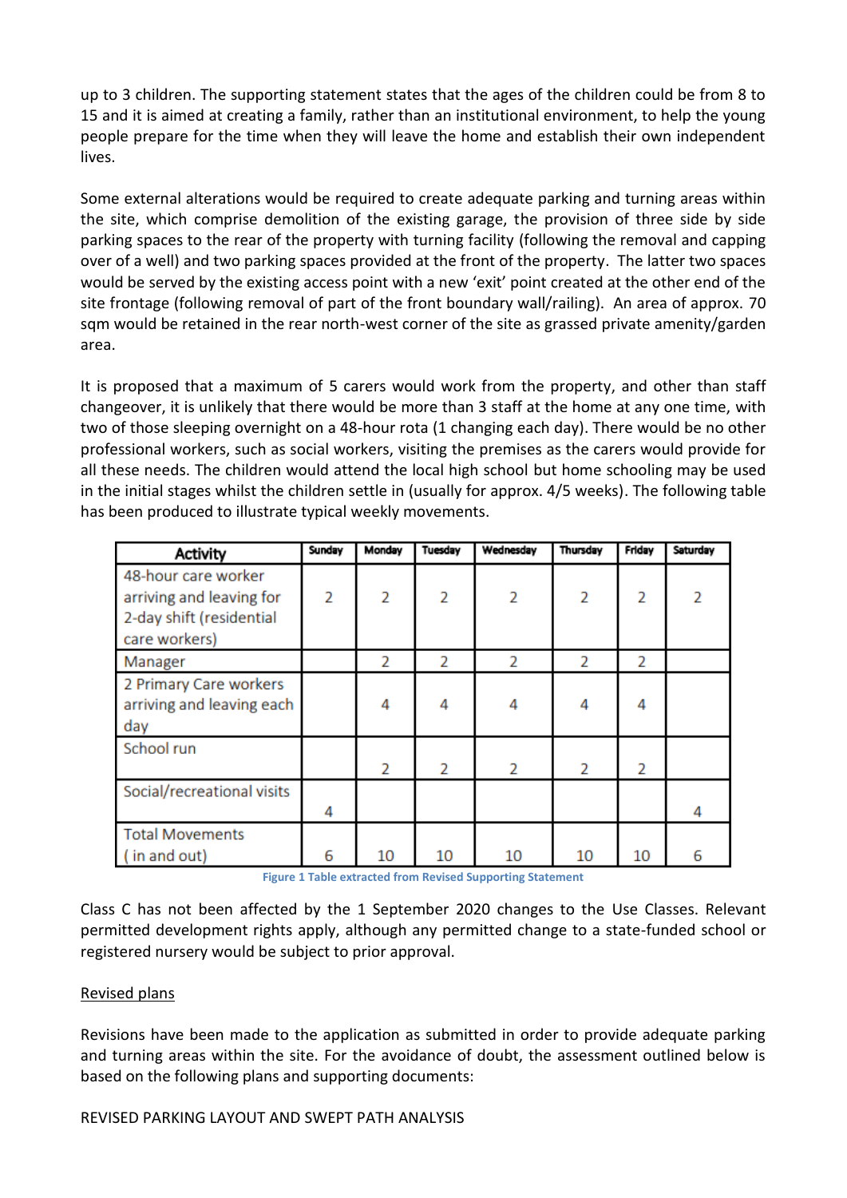up to 3 children. The supporting statement states that the ages of the children could be from 8 to 15 and it is aimed at creating a family, rather than an institutional environment, to help the young people prepare for the time when they will leave the home and establish their own independent lives.

Some external alterations would be required to create adequate parking and turning areas within the site, which comprise demolition of the existing garage, the provision of three side by side parking spaces to the rear of the property with turning facility (following the removal and capping over of a well) and two parking spaces provided at the front of the property. The latter two spaces would be served by the existing access point with a new 'exit' point created at the other end of the site frontage (following removal of part of the front boundary wall/railing). An area of approx. 70 sqm would be retained in the rear north-west corner of the site as grassed private amenity/garden area.

It is proposed that a maximum of 5 carers would work from the property, and other than staff changeover, it is unlikely that there would be more than 3 staff at the home at any one time, with two of those sleeping overnight on a 48-hour rota (1 changing each day). There would be no other professional workers, such as social workers, visiting the premises as the carers would provide for all these needs. The children would attend the local high school but home schooling may be used in the initial stages whilst the children settle in (usually for approx. 4/5 weeks). The following table has been produced to illustrate typical weekly movements.

| Activity | Sunday | Monday | Tuesday | Wednesday | Thursday | Friday | Saturday |
|---|---|---|---|---|---|---|---|
| 48-hour care worker arriving and leaving for 2-day shift (residential care workers) | 2 | 2 | 2 | 2 | 2 | 2 | 2 |
| Manager | | 2 | 2 | 2 | 2 | 2 | |
| 2 Primary Care workers arriving and leaving each day | | 4 | 4 | 4 | 4 | 4 | |
| School run | | 2 | 2 | 2 | 2 | 2 | |
| Social/recreational visits | 4 | | | | | | 4 |
| Total Movements ( in and out) | 6 | 10 | 10 | 10 | 10 | 10 | 6 |

Figure 1 Table extracted from Revised Supporting Statement

Class C has not been affected by the 1 September 2020 changes to the Use Classes. Relevant permitted development rights apply, although any permitted change to a state-funded school or registered nursery would be subject to prior approval.

Revised plans

Revisions have been made to the application as submitted in order to provide adequate parking and turning areas within the site. For the avoidance of doubt, the assessment outlined below is based on the following plans and supporting documents:

REVISED PARKING LAYOUT AND SWEPT PATH ANALYSIS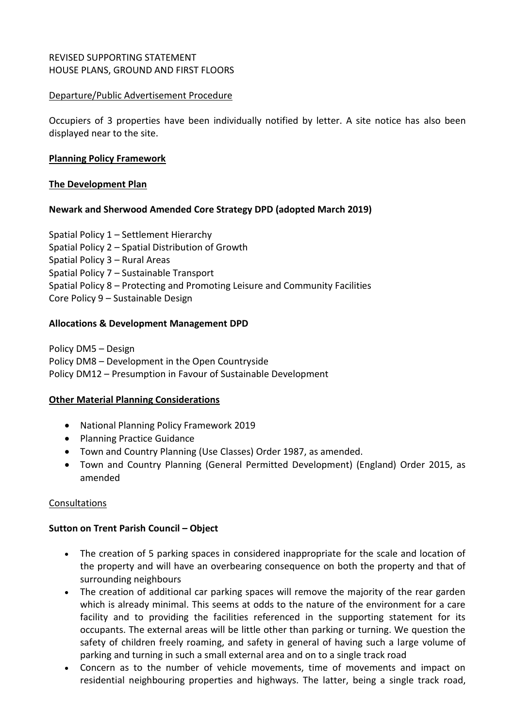REVISED SUPPORTING STATEMENT
HOUSE PLANS, GROUND AND FIRST FLOORS

Departure/Public Advertisement Procedure

Occupiers of 3 properties have been individually notified by letter. A site notice has also been displayed near to the site.

**Planning Policy Framework**

**The Development Plan**

**Newark and Sherwood Amended Core Strategy DPD (adopted March 2019)**

Spatial Policy 1 – Settlement Hierarchy
Spatial Policy 2 – Spatial Distribution of Growth
Spatial Policy 3 – Rural Areas
Spatial Policy 7 – Sustainable Transport
Spatial Policy 8 – Protecting and Promoting Leisure and Community Facilities
Core Policy 9 – Sustainable Design

**Allocations & Development Management DPD**

Policy DM5 – Design
Policy DM8 – Development in the Open Countryside
Policy DM12 – Presumption in Favour of Sustainable Development

**Other Material Planning Considerations**

- National Planning Policy Framework 2019
- Planning Practice Guidance
- Town and Country Planning (Use Classes) Order 1987, as amended.
- Town and Country Planning (General Permitted Development) (England) Order 2015, as amended

Consultations

**Sutton on Trent Parish Council – Object**

- The creation of 5 parking spaces in considered inappropriate for the scale and location of the property and will have an overbearing consequence on both the property and that of surrounding neighbours
- The creation of additional car parking spaces will remove the majority of the rear garden which is already minimal. This seems at odds to the nature of the environment for a care facility and to providing the facilities referenced in the supporting statement for its occupants. The external areas will be little other than parking or turning. We question the safety of children freely roaming, and safety in general of having such a large volume of parking and turning in such a small external area and on to a single track road
- Concern as to the number of vehicle movements, time of movements and impact on residential neighbouring properties and highways. The latter, being a single track road,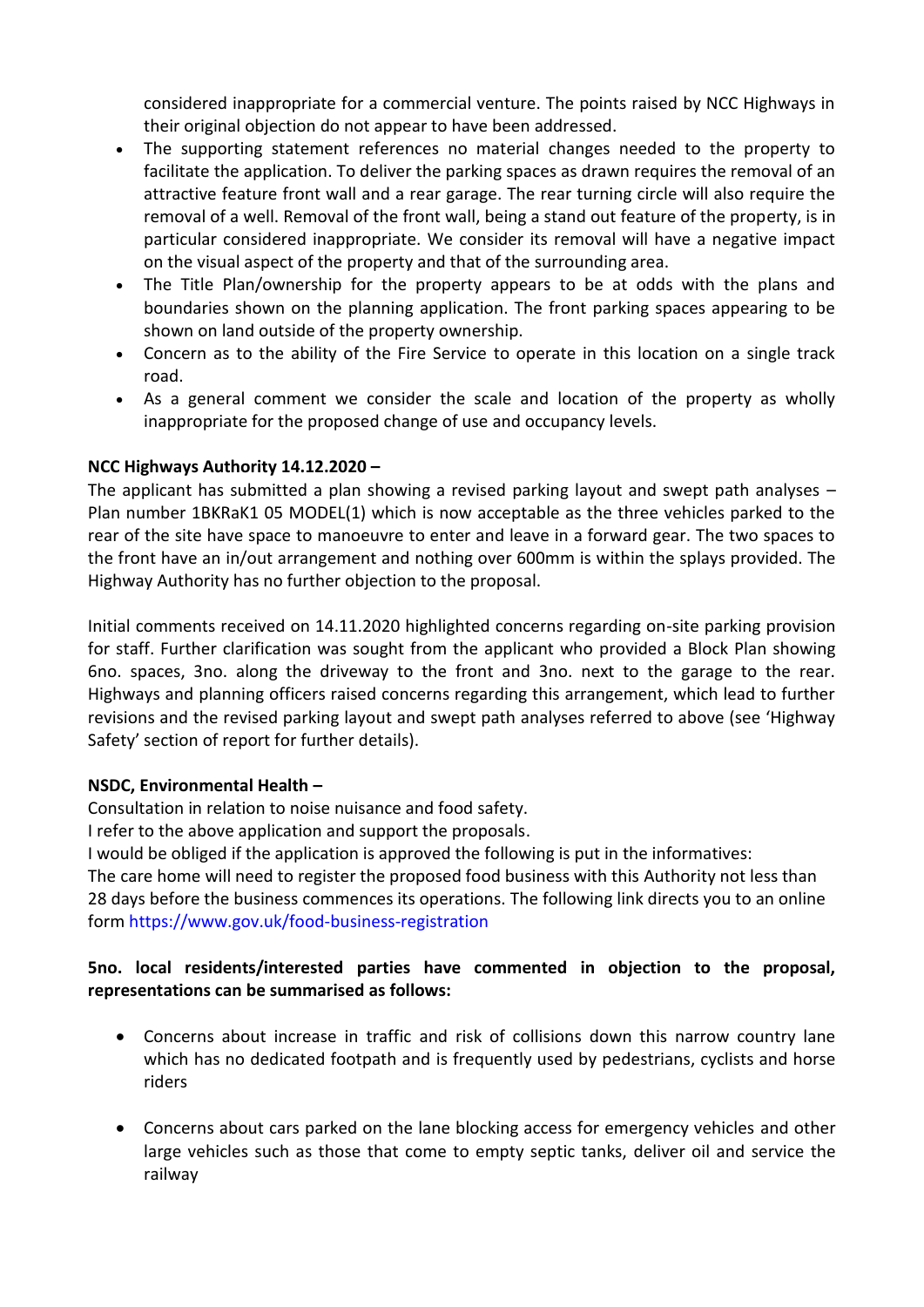considered inappropriate for a commercial venture. The points raised by NCC Highways in their original objection do not appear to have been addressed.

- The supporting statement references no material changes needed to the property to facilitate the application. To deliver the parking spaces as drawn requires the removal of an attractive feature front wall and a rear garage. The rear turning circle will also require the removal of a well. Removal of the front wall, being a stand out feature of the property, is in particular considered inappropriate. We consider its removal will have a negative impact on the visual aspect of the property and that of the surrounding area.
- The Title Plan/ownership for the property appears to be at odds with the plans and boundaries shown on the planning application. The front parking spaces appearing to be shown on land outside of the property ownership.
- Concern as to the ability of the Fire Service to operate in this location on a single track road.
- As a general comment we consider the scale and location of the property as wholly inappropriate for the proposed change of use and occupancy levels.

**NCC Highways Authority 14.12.2020 –**

The applicant has submitted a plan showing a revised parking layout and swept path analyses – Plan number 1BKRaK1 05 MODEL(1) which is now acceptable as the three vehicles parked to the rear of the site have space to manoeuvre to enter and leave in a forward gear. The two spaces to the front have an in/out arrangement and nothing over 600mm is within the splays provided. The Highway Authority has no further objection to the proposal.

Initial comments received on 14.11.2020 highlighted concerns regarding on-site parking provision for staff. Further clarification was sought from the applicant who provided a Block Plan showing 6no. spaces, 3no. along the driveway to the front and 3no. next to the garage to the rear. Highways and planning officers raised concerns regarding this arrangement, which lead to further revisions and the revised parking layout and swept path analyses referred to above (see 'Highway Safety' section of report for further details).

**NSDC, Environmental Health –**

Consultation in relation to noise nuisance and food safety.

I refer to the above application and support the proposals.

I would be obliged if the application is approved the following is put in the informatives:

The care home will need to register the proposed food business with this Authority not less than 28 days before the business commences its operations. The following link directs you to an online form https://www.gov.uk/food-business-registration

**5no. local residents/interested parties have commented in objection to the proposal, representations can be summarised as follows:**

- Concerns about increase in traffic and risk of collisions down this narrow country lane which has no dedicated footpath and is frequently used by pedestrians, cyclists and horse riders
- Concerns about cars parked on the lane blocking access for emergency vehicles and other large vehicles such as those that come to empty septic tanks, deliver oil and service the railway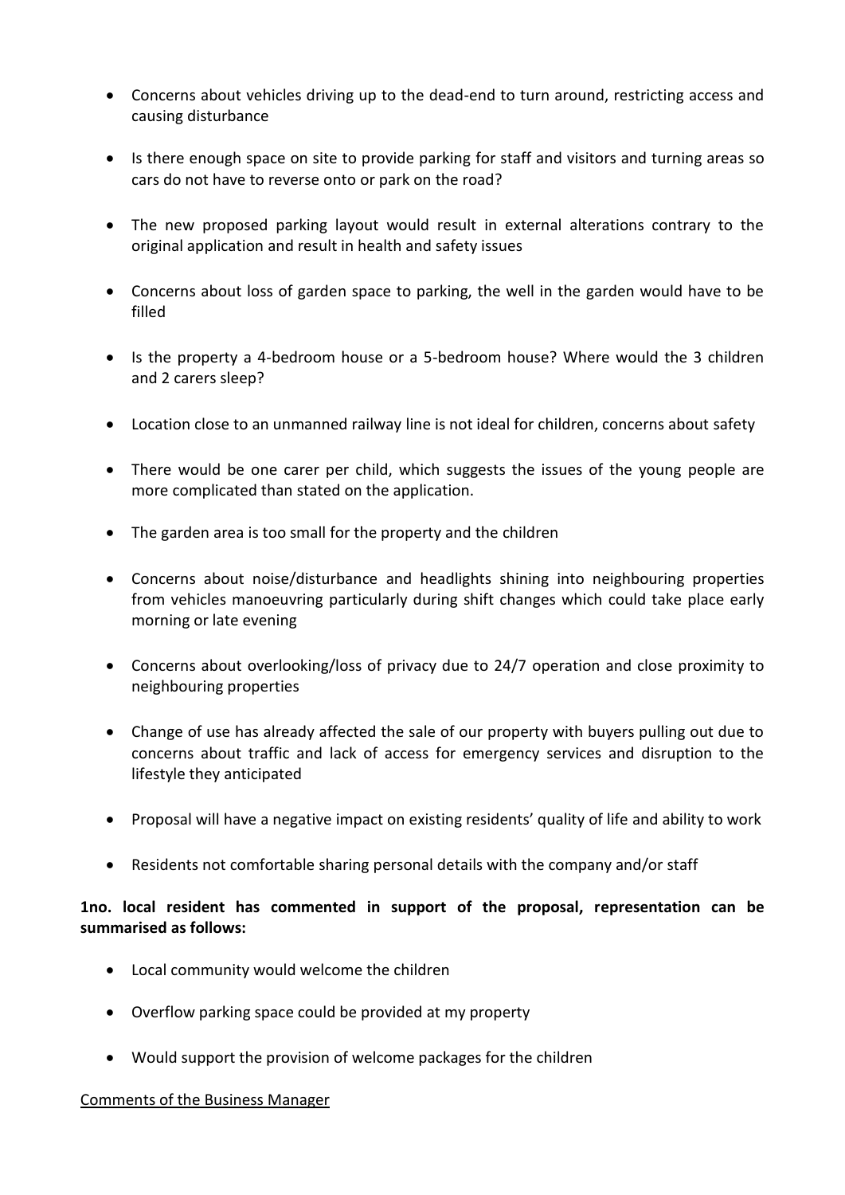- Concerns about vehicles driving up to the dead-end to turn around, restricting access and causing disturbance
- Is there enough space on site to provide parking for staff and visitors and turning areas so cars do not have to reverse onto or park on the road?
- The new proposed parking layout would result in external alterations contrary to the original application and result in health and safety issues
- Concerns about loss of garden space to parking, the well in the garden would have to be filled
- Is the property a 4-bedroom house or a 5-bedroom house? Where would the 3 children and 2 carers sleep?
- Location close to an unmanned railway line is not ideal for children, concerns about safety
- There would be one carer per child, which suggests the issues of the young people are more complicated than stated on the application.
- The garden area is too small for the property and the children
- Concerns about noise/disturbance and headlights shining into neighbouring properties from vehicles manoeuvring particularly during shift changes which could take place early morning or late evening
- Concerns about overlooking/loss of privacy due to 24/7 operation and close proximity to neighbouring properties
- Change of use has already affected the sale of our property with buyers pulling out due to concerns about traffic and lack of access for emergency services and disruption to the lifestyle they anticipated
- Proposal will have a negative impact on existing residents' quality of life and ability to work
- Residents not comfortable sharing personal details with the company and/or staff

**1no. local resident has commented in support of the proposal, representation can be summarised as follows:**

- Local community would welcome the children
- Overflow parking space could be provided at my property
- Would support the provision of welcome packages for the children

<u>Comments of the Business Manager</u>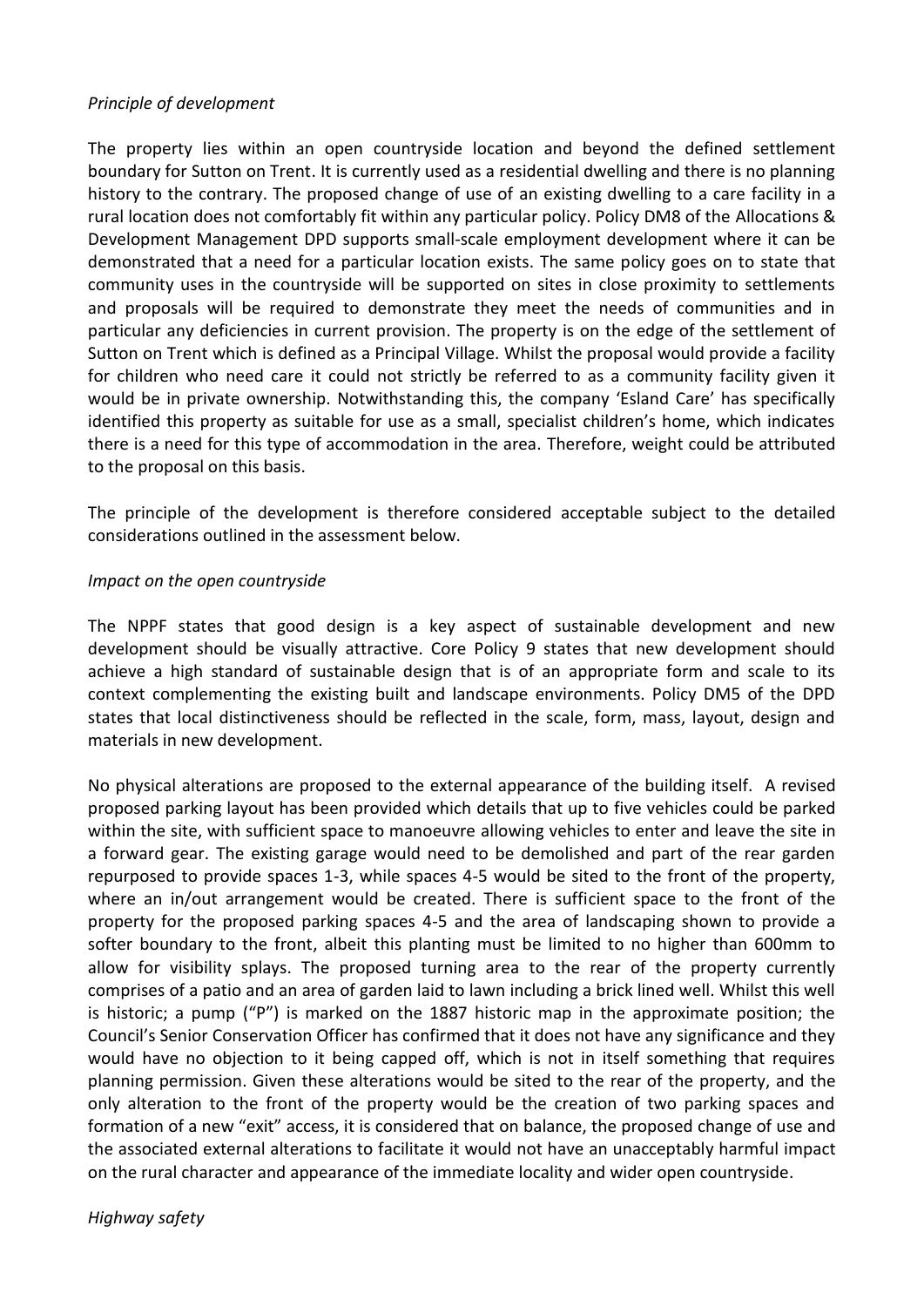*Principle of development*

The property lies within an open countryside location and beyond the defined settlement boundary for Sutton on Trent. It is currently used as a residential dwelling and there is no planning history to the contrary. The proposed change of use of an existing dwelling to a care facility in a rural location does not comfortably fit within any particular policy. Policy DM8 of the Allocations & Development Management DPD supports small-scale employment development where it can be demonstrated that a need for a particular location exists. The same policy goes on to state that community uses in the countryside will be supported on sites in close proximity to settlements and proposals will be required to demonstrate they meet the needs of communities and in particular any deficiencies in current provision. The property is on the edge of the settlement of Sutton on Trent which is defined as a Principal Village. Whilst the proposal would provide a facility for children who need care it could not strictly be referred to as a community facility given it would be in private ownership. Notwithstanding this, the company 'Esland Care' has specifically identified this property as suitable for use as a small, specialist children's home, which indicates there is a need for this type of accommodation in the area. Therefore, weight could be attributed to the proposal on this basis.

The principle of the development is therefore considered acceptable subject to the detailed considerations outlined in the assessment below.

*Impact on the open countryside*

The NPPF states that good design is a key aspect of sustainable development and new development should be visually attractive. Core Policy 9 states that new development should achieve a high standard of sustainable design that is of an appropriate form and scale to its context complementing the existing built and landscape environments. Policy DM5 of the DPD states that local distinctiveness should be reflected in the scale, form, mass, layout, design and materials in new development.

No physical alterations are proposed to the external appearance of the building itself. A revised proposed parking layout has been provided which details that up to five vehicles could be parked within the site, with sufficient space to manoeuvre allowing vehicles to enter and leave the site in a forward gear. The existing garage would need to be demolished and part of the rear garden repurposed to provide spaces 1-3, while spaces 4-5 would be sited to the front of the property, where an in/out arrangement would be created. There is sufficient space to the front of the property for the proposed parking spaces 4-5 and the area of landscaping shown to provide a softer boundary to the front, albeit this planting must be limited to no higher than 600mm to allow for visibility splays. The proposed turning area to the rear of the property currently comprises of a patio and an area of garden laid to lawn including a brick lined well. Whilst this well is historic; a pump ("P") is marked on the 1887 historic map in the approximate position; the Council's Senior Conservation Officer has confirmed that it does not have any significance and they would have no objection to it being capped off, which is not in itself something that requires planning permission. Given these alterations would be sited to the rear of the property, and the only alteration to the front of the property would be the creation of two parking spaces and formation of a new "exit" access, it is considered that on balance, the proposed change of use and the associated external alterations to facilitate it would not have an unacceptably harmful impact on the rural character and appearance of the immediate locality and wider open countryside.

*Highway safety*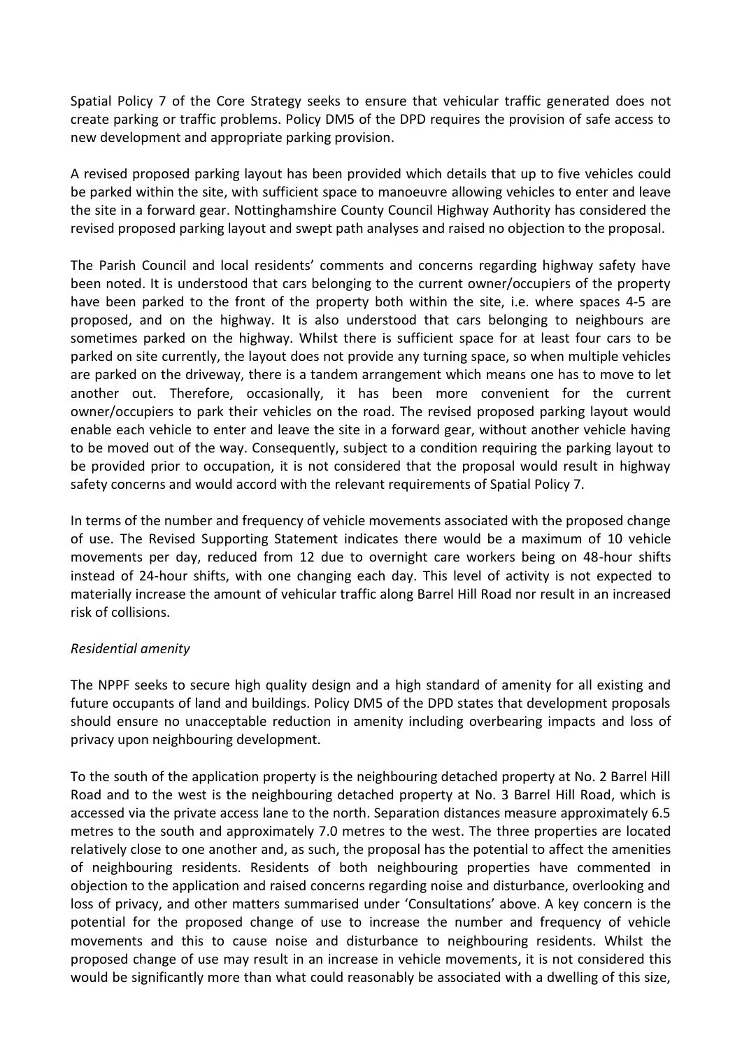Spatial Policy 7 of the Core Strategy seeks to ensure that vehicular traffic generated does not create parking or traffic problems. Policy DM5 of the DPD requires the provision of safe access to new development and appropriate parking provision.

A revised proposed parking layout has been provided which details that up to five vehicles could be parked within the site, with sufficient space to manoeuvre allowing vehicles to enter and leave the site in a forward gear. Nottinghamshire County Council Highway Authority has considered the revised proposed parking layout and swept path analyses and raised no objection to the proposal.

The Parish Council and local residents' comments and concerns regarding highway safety have been noted. It is understood that cars belonging to the current owner/occupiers of the property have been parked to the front of the property both within the site, i.e. where spaces 4-5 are proposed, and on the highway. It is also understood that cars belonging to neighbours are sometimes parked on the highway. Whilst there is sufficient space for at least four cars to be parked on site currently, the layout does not provide any turning space, so when multiple vehicles are parked on the driveway, there is a tandem arrangement which means one has to move to let another out. Therefore, occasionally, it has been more convenient for the current owner/occupiers to park their vehicles on the road. The revised proposed parking layout would enable each vehicle to enter and leave the site in a forward gear, without another vehicle having to be moved out of the way. Consequently, subject to a condition requiring the parking layout to be provided prior to occupation, it is not considered that the proposal would result in highway safety concerns and would accord with the relevant requirements of Spatial Policy 7.

In terms of the number and frequency of vehicle movements associated with the proposed change of use. The Revised Supporting Statement indicates there would be a maximum of 10 vehicle movements per day, reduced from 12 due to overnight care workers being on 48-hour shifts instead of 24-hour shifts, with one changing each day. This level of activity is not expected to materially increase the amount of vehicular traffic along Barrel Hill Road nor result in an increased risk of collisions.

*Residential amenity*

The NPPF seeks to secure high quality design and a high standard of amenity for all existing and future occupants of land and buildings. Policy DM5 of the DPD states that development proposals should ensure no unacceptable reduction in amenity including overbearing impacts and loss of privacy upon neighbouring development.

To the south of the application property is the neighbouring detached property at No. 2 Barrel Hill Road and to the west is the neighbouring detached property at No. 3 Barrel Hill Road, which is accessed via the private access lane to the north. Separation distances measure approximately 6.5 metres to the south and approximately 7.0 metres to the west. The three properties are located relatively close to one another and, as such, the proposal has the potential to affect the amenities of neighbouring residents. Residents of both neighbouring properties have commented in objection to the application and raised concerns regarding noise and disturbance, overlooking and loss of privacy, and other matters summarised under 'Consultations' above. A key concern is the potential for the proposed change of use to increase the number and frequency of vehicle movements and this to cause noise and disturbance to neighbouring residents. Whilst the proposed change of use may result in an increase in vehicle movements, it is not considered this would be significantly more than what could reasonably be associated with a dwelling of this size,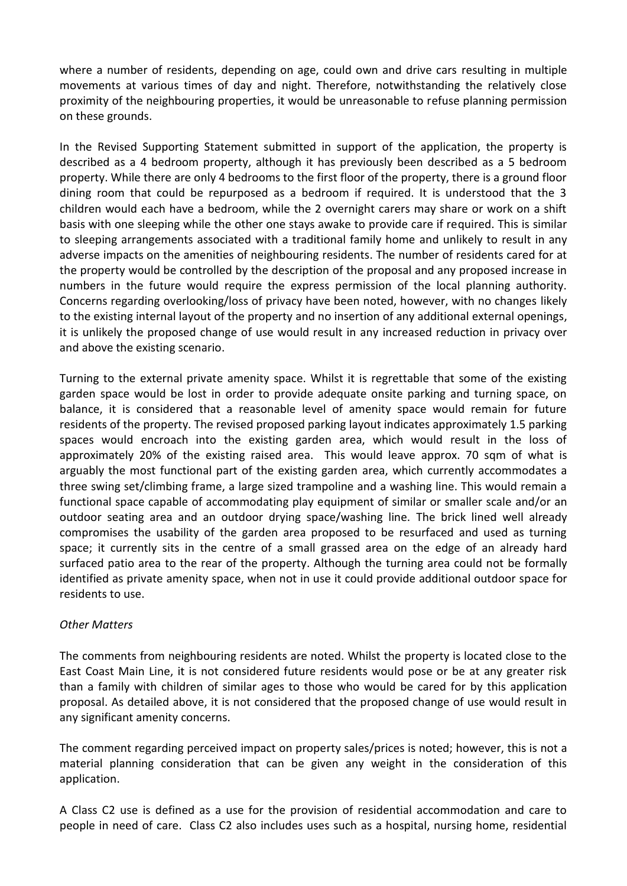where a number of residents, depending on age, could own and drive cars resulting in multiple movements at various times of day and night. Therefore, notwithstanding the relatively close proximity of the neighbouring properties, it would be unreasonable to refuse planning permission on these grounds.

In the Revised Supporting Statement submitted in support of the application, the property is described as a 4 bedroom property, although it has previously been described as a 5 bedroom property. While there are only 4 bedrooms to the first floor of the property, there is a ground floor dining room that could be repurposed as a bedroom if required. It is understood that the 3 children would each have a bedroom, while the 2 overnight carers may share or work on a shift basis with one sleeping while the other one stays awake to provide care if required. This is similar to sleeping arrangements associated with a traditional family home and unlikely to result in any adverse impacts on the amenities of neighbouring residents. The number of residents cared for at the property would be controlled by the description of the proposal and any proposed increase in numbers in the future would require the express permission of the local planning authority. Concerns regarding overlooking/loss of privacy have been noted, however, with no changes likely to the existing internal layout of the property and no insertion of any additional external openings, it is unlikely the proposed change of use would result in any increased reduction in privacy over and above the existing scenario.

Turning to the external private amenity space. Whilst it is regrettable that some of the existing garden space would be lost in order to provide adequate onsite parking and turning space, on balance, it is considered that a reasonable level of amenity space would remain for future residents of the property. The revised proposed parking layout indicates approximately 1.5 parking spaces would encroach into the existing garden area, which would result in the loss of approximately 20% of the existing raised area. This would leave approx. 70 sqm of what is arguably the most functional part of the existing garden area, which currently accommodates a three swing set/climbing frame, a large sized trampoline and a washing line. This would remain a functional space capable of accommodating play equipment of similar or smaller scale and/or an outdoor seating area and an outdoor drying space/washing line. The brick lined well already compromises the usability of the garden area proposed to be resurfaced and used as turning space; it currently sits in the centre of a small grassed area on the edge of an already hard surfaced patio area to the rear of the property. Although the turning area could not be formally identified as private amenity space, when not in use it could provide additional outdoor space for residents to use.

*Other Matters*

The comments from neighbouring residents are noted. Whilst the property is located close to the East Coast Main Line, it is not considered future residents would pose or be at any greater risk than a family with children of similar ages to those who would be cared for by this application proposal. As detailed above, it is not considered that the proposed change of use would result in any significant amenity concerns.

The comment regarding perceived impact on property sales/prices is noted; however, this is not a material planning consideration that can be given any weight in the consideration of this application.

A Class C2 use is defined as a use for the provision of residential accommodation and care to people in need of care. Class C2 also includes uses such as a hospital, nursing home, residential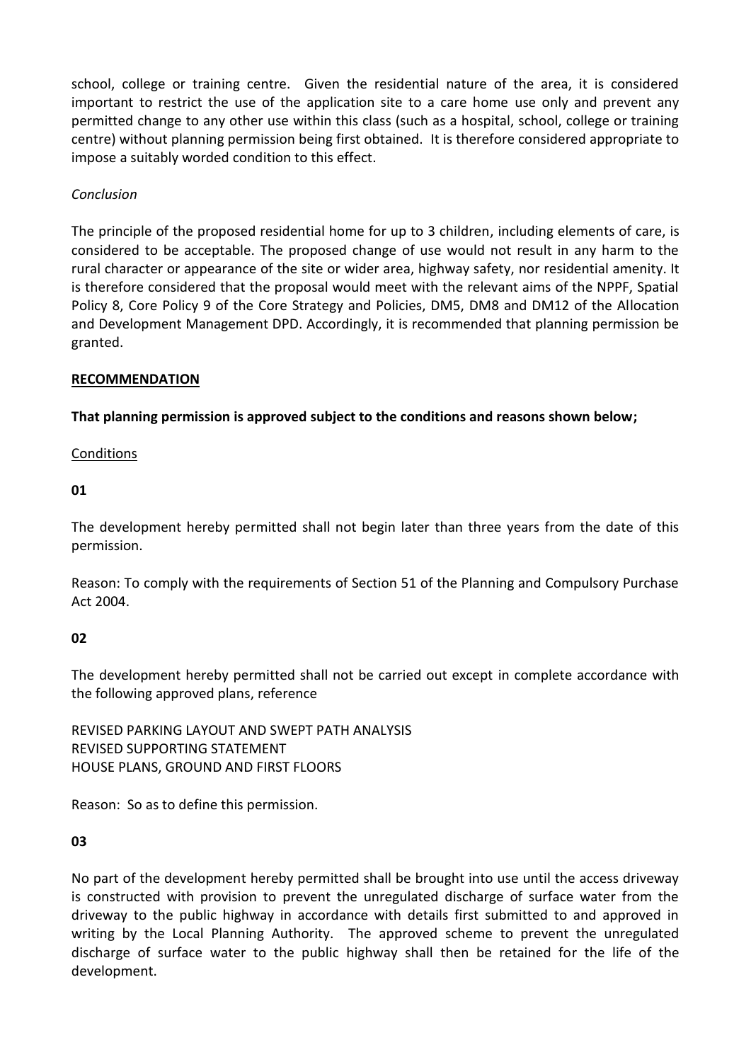school, college or training centre. Given the residential nature of the area, it is considered important to restrict the use of the application site to a care home use only and prevent any permitted change to any other use within this class (such as a hospital, school, college or training centre) without planning permission being first obtained. It is therefore considered appropriate to impose a suitably worded condition to this effect.

*Conclusion*

The principle of the proposed residential home for up to 3 children, including elements of care, is considered to be acceptable. The proposed change of use would not result in any harm to the rural character or appearance of the site or wider area, highway safety, nor residential amenity. It is therefore considered that the proposal would meet with the relevant aims of the NPPF, Spatial Policy 8, Core Policy 9 of the Core Strategy and Policies, DM5, DM8 and DM12 of the Allocation and Development Management DPD. Accordingly, it is recommended that planning permission be granted.

**RECOMMENDATION**

**That planning permission is approved subject to the conditions and reasons shown below;**

Conditions

**01**

The development hereby permitted shall not begin later than three years from the date of this permission.

Reason: To comply with the requirements of Section 51 of the Planning and Compulsory Purchase Act 2004.

**02**

The development hereby permitted shall not be carried out except in complete accordance with the following approved plans, reference

REVISED PARKING LAYOUT AND SWEPT PATH ANALYSIS
REVISED SUPPORTING STATEMENT
HOUSE PLANS, GROUND AND FIRST FLOORS

Reason: So as to define this permission.

**03**

No part of the development hereby permitted shall be brought into use until the access driveway is constructed with provision to prevent the unregulated discharge of surface water from the driveway to the public highway in accordance with details first submitted to and approved in writing by the Local Planning Authority. The approved scheme to prevent the unregulated discharge of surface water to the public highway shall then be retained for the life of the development.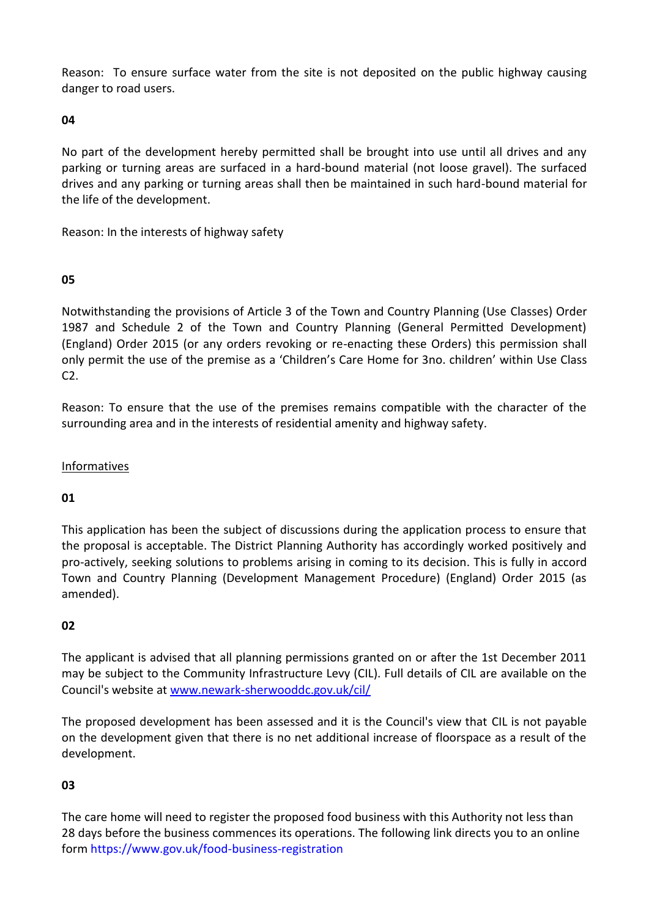Reason: To ensure surface water from the site is not deposited on the public highway causing danger to road users.

**04**

No part of the development hereby permitted shall be brought into use until all drives and any parking or turning areas are surfaced in a hard-bound material (not loose gravel). The surfaced drives and any parking or turning areas shall then be maintained in such hard-bound material for the life of the development.

Reason: In the interests of highway safety

**05**

Notwithstanding the provisions of Article 3 of the Town and Country Planning (Use Classes) Order 1987 and Schedule 2 of the Town and Country Planning (General Permitted Development) (England) Order 2015 (or any orders revoking or re-enacting these Orders) this permission shall only permit the use of the premise as a 'Children's Care Home for 3no. children' within Use Class C2.

Reason: To ensure that the use of the premises remains compatible with the character of the surrounding area and in the interests of residential amenity and highway safety.

## Informatives

**01**

This application has been the subject of discussions during the application process to ensure that the proposal is acceptable. The District Planning Authority has accordingly worked positively and pro-actively, seeking solutions to problems arising in coming to its decision. This is fully in accord Town and Country Planning (Development Management Procedure) (England) Order 2015 (as amended).

**02**

The applicant is advised that all planning permissions granted on or after the 1st December 2011 may be subject to the Community Infrastructure Levy (CIL). Full details of CIL are available on the Council's website at www.newark-sherwooddc.gov.uk/cil/

The proposed development has been assessed and it is the Council's view that CIL is not payable on the development given that there is no net additional increase of floorspace as a result of the development.

**03**

The care home will need to register the proposed food business with this Authority not less than 28 days before the business commences its operations. The following link directs you to an online form https://www.gov.uk/food-business-registration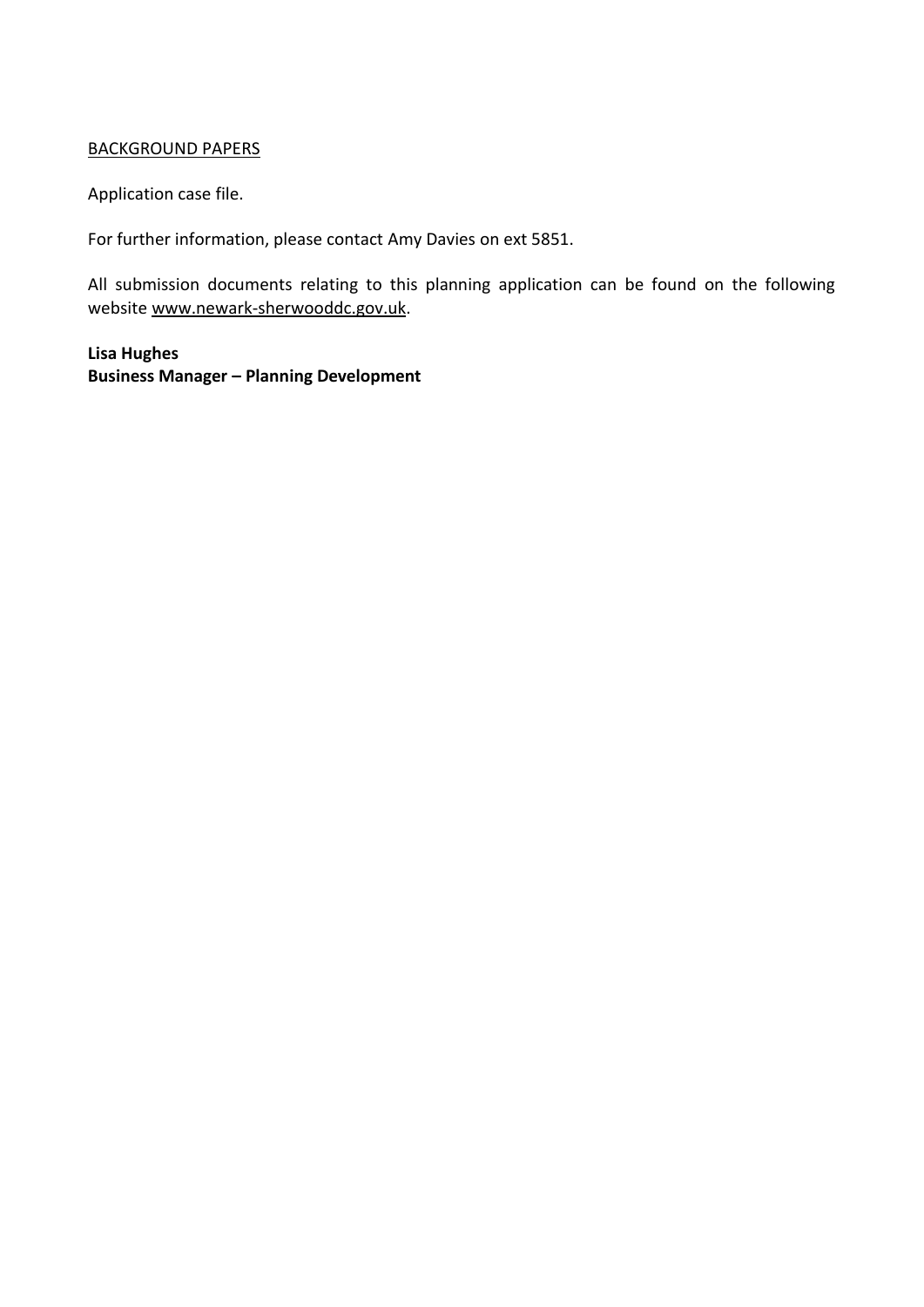BACKGROUND PAPERS

Application case file.

For further information, please contact Amy Davies on ext 5851.

All submission documents relating to this planning application can be found on the following website www.newark-sherwooddc.gov.uk.

**Lisa Hughes**
**Business Manager – Planning Development**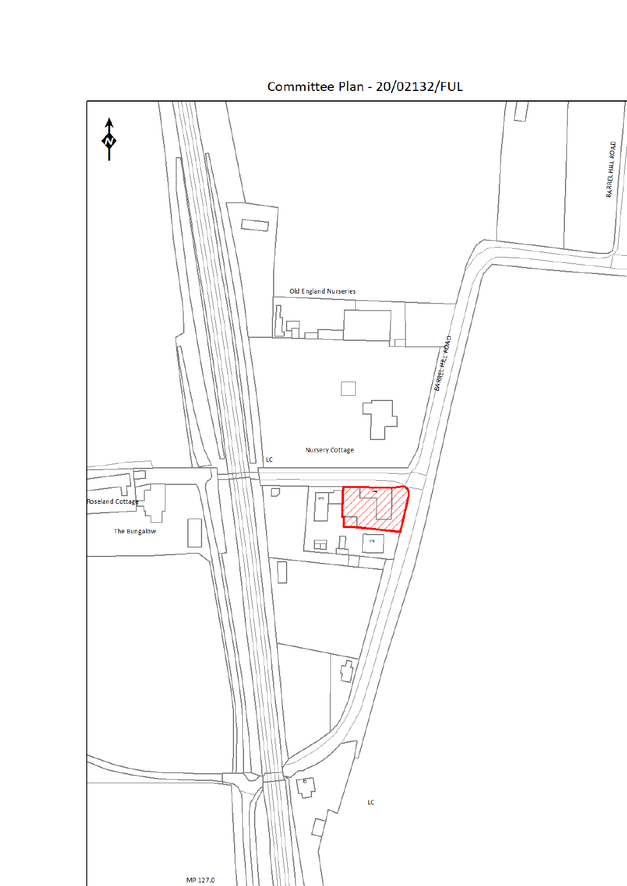# Committee Plan - 20/02132/FUL

N

BARREL HILL ROAD

Old England Nurseries

BARREL HILL ROAD

Nursery Cottage

LC

Roseland Cottage

The Bungalow

3

1

2

6

LC

MP 127.0